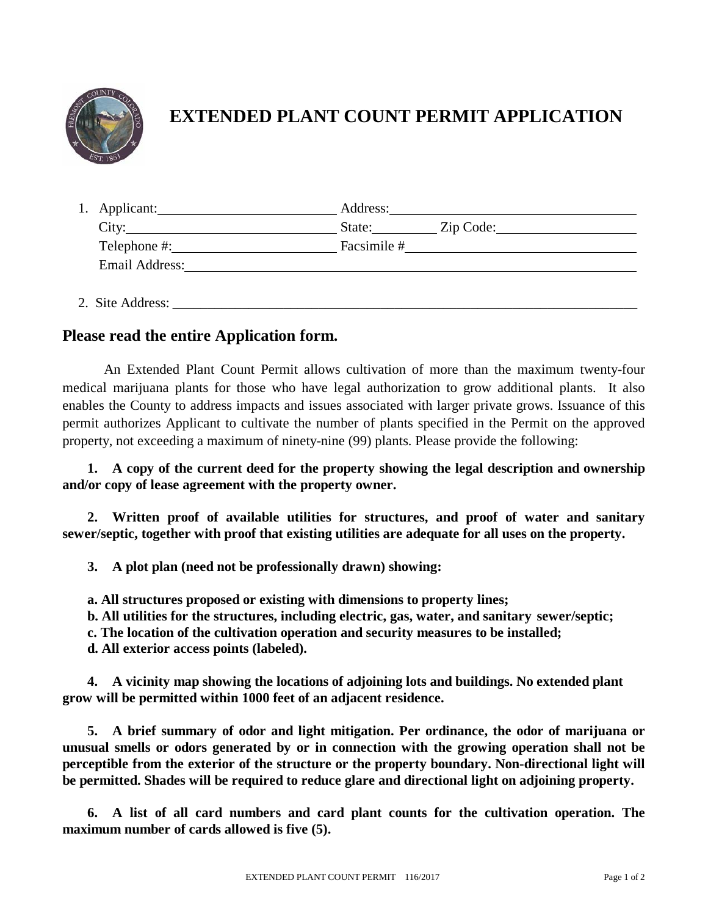# EXTENDED PLANT COUNT PERMIT APPLICATION

1. Applicant: ______________________ Address: ______________________
   City: ______________________ State: ________ Zip Code: ______________
   Telephone #: ______________________ Facsimile # ______________________
   Email Address: ______________________________________________

2. Site Address: ______________________________________________

## Please read the entire Application form.

An Extended Plant Count Permit allows cultivation of more than the maximum twenty-four medical marijuana plants for those who have legal authorization to grow additional plants. It also enables the County to address impacts and issues associated with larger private grows. Issuance of this permit authorizes Applicant to cultivate the number of plants specified in the Permit on the approved property, not exceeding a maximum of ninety-nine (99) plants. Please provide the following:

**1. A copy of the current deed for the property showing the legal description and ownership and/or copy of lease agreement with the property owner.**

**2. Written proof of available utilities for structures, and proof of water and sanitary sewer/septic, together with proof that existing utilities are adequate for all uses on the property.**

**3. A plot plan (need not be professionally drawn) showing:**

**a. All structures proposed or existing with dimensions to property lines;**
**b. All utilities for the structures, including electric, gas, water, and sanitary sewer/septic;**
**c. The location of the cultivation operation and security measures to be installed;**
**d. All exterior access points (labeled).**

**4. A vicinity map showing the locations of adjoining lots and buildings. No extended plant grow will be permitted within 1000 feet of an adjacent residence.**

**5. A brief summary of odor and light mitigation. Per ordinance, the odor of marijuana or unusual smells or odors generated by or in connection with the growing operation shall not be perceptible from the exterior of the structure or the property boundary. Non-directional light will be permitted. Shades will be required to reduce glare and directional light on adjoining property.**

**6. A list of all card numbers and card plant counts for the cultivation operation. The maximum number of cards allowed is five (5).**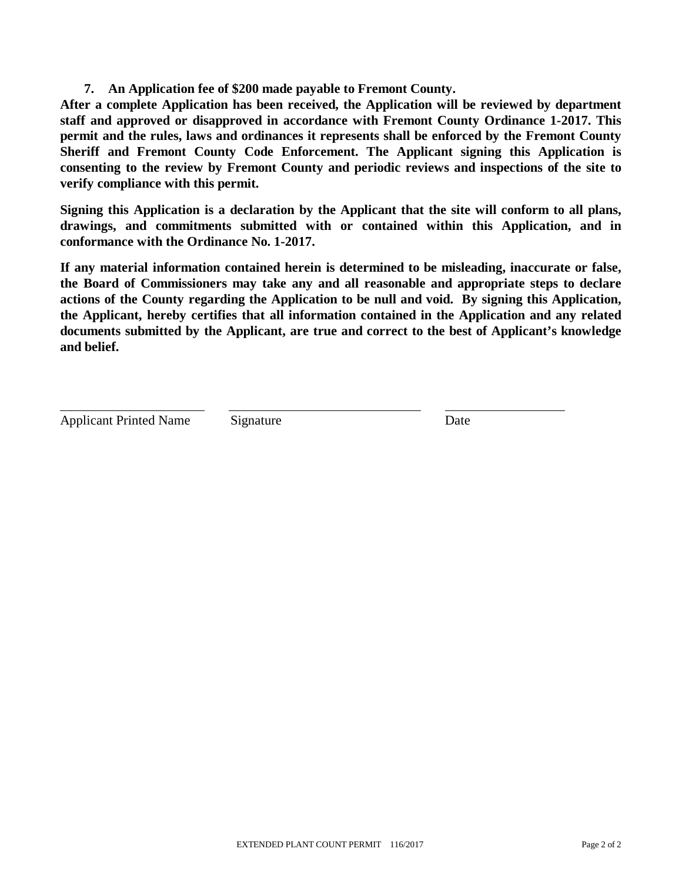**7. An Application fee of $200 made payable to Fremont County.**

**After a complete Application has been received, the Application will be reviewed by department staff and approved or disapproved in accordance with Fremont County Ordinance 1-2017. This permit and the rules, laws and ordinances it represents shall be enforced by the Fremont County Sheriff and Fremont County Code Enforcement. The Applicant signing this Application is consenting to the review by Fremont County and periodic reviews and inspections of the site to verify compliance with this permit.**

**Signing this Application is a declaration by the Applicant that the site will conform to all plans, drawings, and commitments submitted with or contained within this Application, and in conformance with the Ordinance No. 1-2017.**

**If any material information contained herein is determined to be misleading, inaccurate or false, the Board of Commissioners may take any and all reasonable and appropriate steps to declare actions of the County regarding the Application to be null and void. By signing this Application, the Applicant, hereby certifies that all information contained in the Application and any related documents submitted by the Applicant, are true and correct to the best of Applicant's knowledge and belief.**

| | | |
|---|---|---|
| ______________________ | ______________________ | ______________________ |
| Applicant Printed Name | Signature | Date |